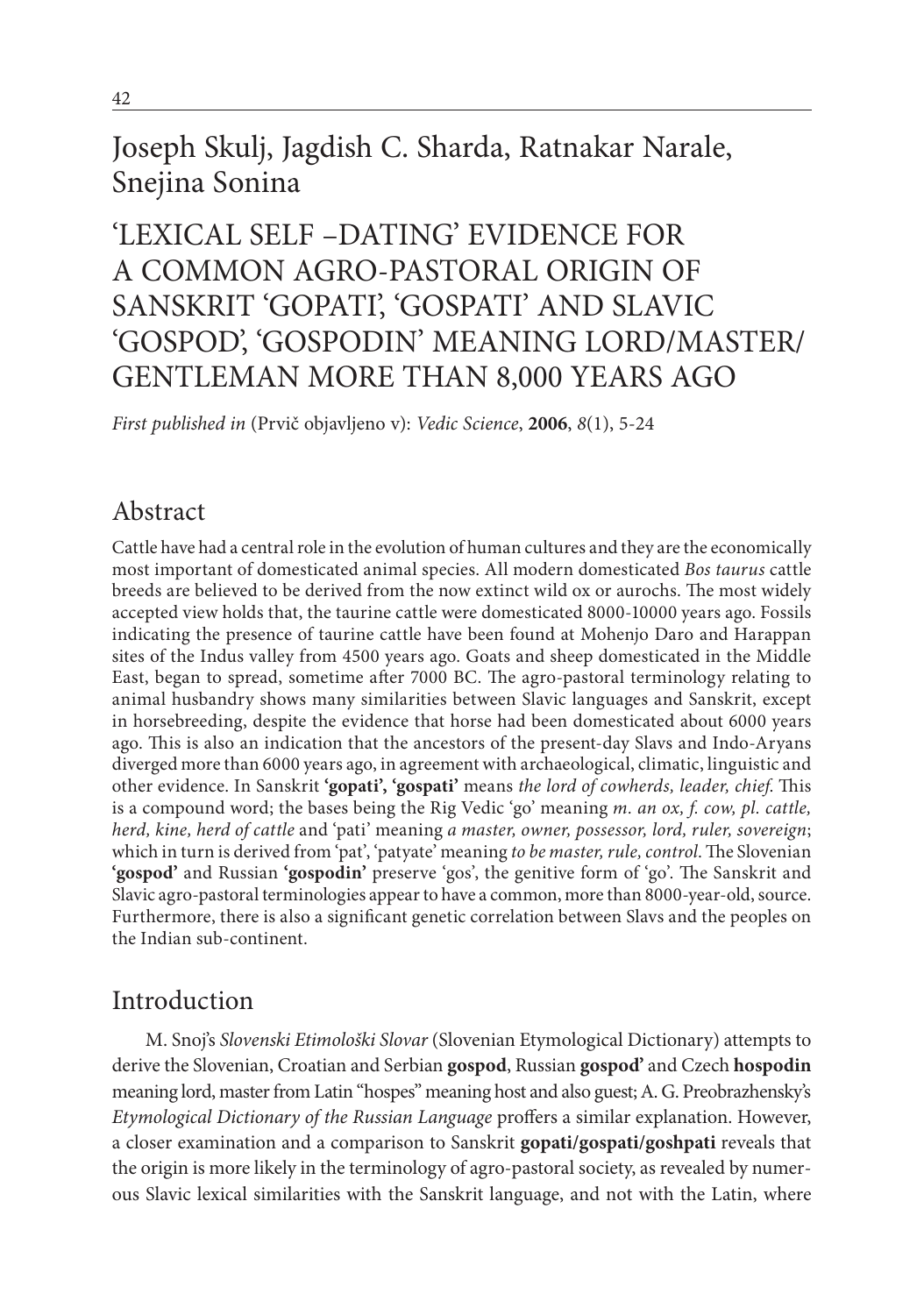Joseph Skulj, Jagdish C. Sharda, Ratnakar Narale, Snejina Sonina

# 'LEXICAL SELF –DATING' EVIDENCE FOR A COMMON AGRO-PASTORAL ORIGIN OF SANSKRIT 'GOPATI', 'GOSPATI' AND SLAVIC 'GOSPOD', 'GOSPODIN' MEANING LORD/MASTER/ GENTLEMAN MORE THAN 8,000 YEARS AGO

*First published in* (Prvič objavljeno v): *Vedic Science*, **2006**, *8*(1), 5-24

## Abstract

Cattle have had a central role in the evolution of human cultures and they are the economically most important of domesticated animal species. All modern domesticated *Bos taurus* cattle breeds are believed to be derived from the now extinct wild ox or aurochs. The most widely accepted view holds that, the taurine cattle were domesticated 8000-10000 years ago. Fossils indicating the presence of taurine cattle have been found at Mohenjo Daro and Harappan sites of the Indus valley from 4500 years ago. Goats and sheep domesticated in the Middle East, began to spread, sometime after 7000 BC. The agro-pastoral terminology relating to animal husbandry shows many similarities between Slavic languages and Sanskrit, except in horsebreeding, despite the evidence that horse had been domesticated about 6000 years ago. This is also an indication that the ancestors of the present-day Slavs and Indo-Aryans diverged more than 6000 years ago, in agreement with archaeological, climatic, linguistic and other evidence. In Sanskrit **'gopati', 'gospati'** means *the lord of cowherds, leader, chief*. This is a compound word; the bases being the Rig Vedic 'go' meaning *m. an ox, f. cow, pl. cattle, herd, kine, herd of cattle* and 'pati' meaning *a master, owner, possessor, lord, ruler, sovereign*; which in turn is derived from 'pat', 'patyate' meaning *to be master, rule, control*. The Slovenian **'gospod'** and Russian **'gospodin'** preserve 'gos', the genitive form of 'go'. The Sanskrit and Slavic agro-pastoral terminologies appear to have a common, more than 8000-year-old, source. Furthermore, there is also a significant genetic correlation between Slavs and the peoples on the Indian sub-continent.

## Introduction

M. Snoj's *Slovenski Etimološki Slovar* (Slovenian Etymological Dictionary) attempts to derive the Slovenian, Croatian and Serbian **gospod**, Russian **gospod'** and Czech **hospodin** meaning lord, master from Latin "hospes" meaning host and also guest; A. G. Preobrazhensky's *Etymological Dictionary of the Russian Language* proffers a similar explanation. However, a closer examination and a comparison to Sanskrit **gopati/gospati/goshpati** reveals that the origin is more likely in the terminology of agro-pastoral society, as revealed by numerous Slavic lexical similarities with the Sanskrit language, and not with the Latin, where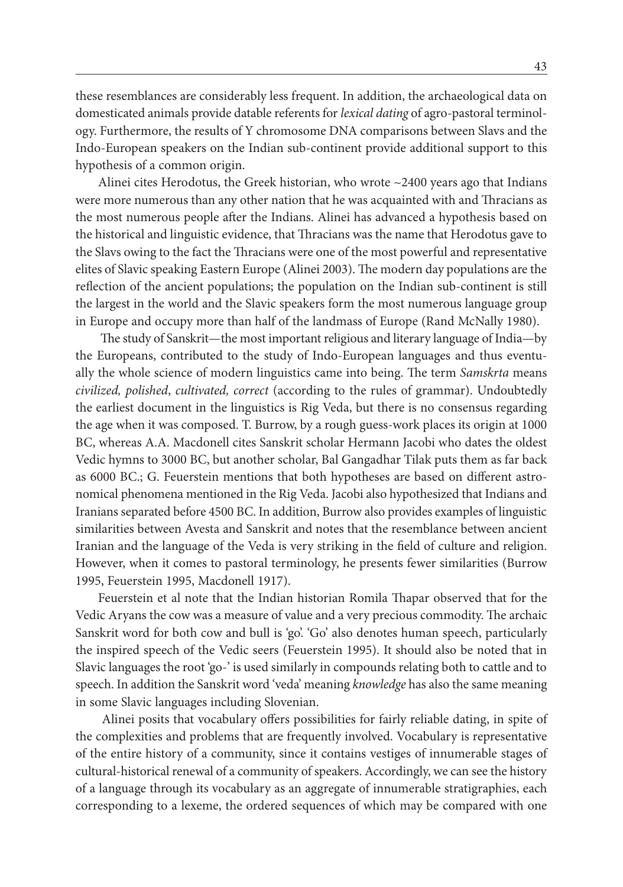these resemblances are considerably less frequent. In addition, the archaeological data on domesticated animals provide datable referents for *lexical dating* of agro-pastoral terminology. Furthermore, the results of Y chromosome DNA comparisons between Slavs and the Indo-European speakers on the Indian sub-continent provide additional support to this hypothesis of a common origin.

Alinei cites Herodotus, the Greek historian, who wrote ~2400 years ago that Indians were more numerous than any other nation that he was acquainted with and Thracians as the most numerous people after the Indians. Alinei has advanced a hypothesis based on the historical and linguistic evidence, that Thracians was the name that Herodotus gave to the Slavs owing to the fact the Thracians were one of the most powerful and representative elites of Slavic speaking Eastern Europe (Alinei 2003). The modern day populations are the reflection of the ancient populations; the population on the Indian sub-continent is still the largest in the world and the Slavic speakers form the most numerous language group in Europe and occupy more than half of the landmass of Europe (Rand McNally 1980).

The study of Sanskrit—the most important religious and literary language of India—by the Europeans, contributed to the study of Indo-European languages and thus eventually the whole science of modern linguistics came into being. The term *Samskrta* means *civilized, polished*, *cultivated, correct* (according to the rules of grammar). Undoubtedly the earliest document in the linguistics is Rig Veda, but there is no consensus regarding the age when it was composed. T. Burrow, by a rough guess-work places its origin at 1000 BC, whereas A.A. Macdonell cites Sanskrit scholar Hermann Jacobi who dates the oldest Vedic hymns to 3000 BC, but another scholar, Bal Gangadhar Tilak puts them as far back as 6000 BC.; G. Feuerstein mentions that both hypotheses are based on different astronomical phenomena mentioned in the Rig Veda. Jacobi also hypothesized that Indians and Iranians separated before 4500 BC. In addition, Burrow also provides examples of linguistic similarities between Avesta and Sanskrit and notes that the resemblance between ancient Iranian and the language of the Veda is very striking in the field of culture and religion. However, when it comes to pastoral terminology, he presents fewer similarities (Burrow 1995, Feuerstein 1995, Macdonell 1917).

Feuerstein et al note that the Indian historian Romila Thapar observed that for the Vedic Aryans the cow was a measure of value and a very precious commodity. The archaic Sanskrit word for both cow and bull is 'go'. 'Go' also denotes human speech, particularly the inspired speech of the Vedic seers (Feuerstein 1995). It should also be noted that in Slavic languages the root 'go-' is used similarly in compounds relating both to cattle and to speech. In addition the Sanskrit word 'veda' meaning *knowledge* has also the same meaning in some Slavic languages including Slovenian.

Alinei posits that vocabulary offers possibilities for fairly reliable dating, in spite of the complexities and problems that are frequently involved. Vocabulary is representative of the entire history of a community, since it contains vestiges of innumerable stages of cultural-historical renewal of a community of speakers. Accordingly, we can see the history of a language through its vocabulary as an aggregate of innumerable stratigraphies, each corresponding to a lexeme, the ordered sequences of which may be compared with one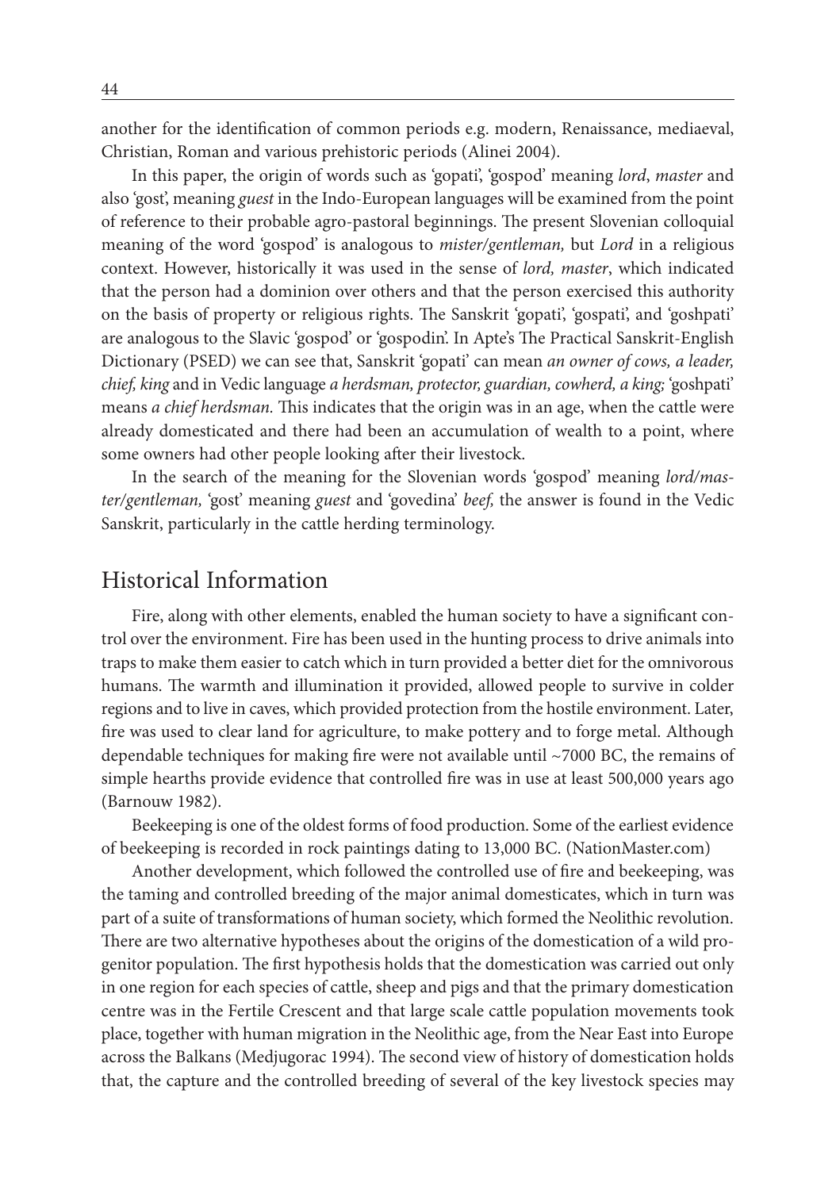another for the identification of common periods e.g. modern, Renaissance, mediaeval, Christian, Roman and various prehistoric periods (Alinei 2004).

In this paper, the origin of words such as 'gopati', 'gospod' meaning *lord*, *master* and also 'gost', meaning *guest* in the Indo-European languages will be examined from the point of reference to their probable agro-pastoral beginnings. The present Slovenian colloquial meaning of the word 'gospod' is analogous to *mister/gentleman,* but *Lord* in a religious context. However, historically it was used in the sense of *lord, master*, which indicated that the person had a dominion over others and that the person exercised this authority on the basis of property or religious rights. The Sanskrit 'gopati', 'gospati', and 'goshpati' are analogous to the Slavic 'gospod' or 'gospodin'. In Apte's The Practical Sanskrit-English Dictionary (PSED) we can see that, Sanskrit 'gopati' can mean *an owner of cows, a leader, chief, king* and in Vedic language *a herdsman, protector, guardian, cowherd, a king;* 'goshpati' means *a chief herdsman.* This indicates that the origin was in an age, when the cattle were already domesticated and there had been an accumulation of wealth to a point, where some owners had other people looking after their livestock.

In the search of the meaning for the Slovenian words 'gospod' meaning *lord/master/gentleman,* 'gost' meaning *guest* and 'govedina' *beef,* the answer is found in the Vedic Sanskrit, particularly in the cattle herding terminology.

## Historical Information

Fire, along with other elements, enabled the human society to have a significant control over the environment. Fire has been used in the hunting process to drive animals into traps to make them easier to catch which in turn provided a better diet for the omnivorous humans. The warmth and illumination it provided, allowed people to survive in colder regions and to live in caves, which provided protection from the hostile environment. Later, fire was used to clear land for agriculture, to make pottery and to forge metal. Although dependable techniques for making fire were not available until ~7000 BC, the remains of simple hearths provide evidence that controlled fire was in use at least 500,000 years ago (Barnouw 1982).

Beekeeping is one of the oldest forms of food production. Some of the earliest evidence of beekeeping is recorded in rock paintings dating to 13,000 BC. (NationMaster.com)

Another development, which followed the controlled use of fire and beekeeping, was the taming and controlled breeding of the major animal domesticates, which in turn was part of a suite of transformations of human society, which formed the Neolithic revolution. There are two alternative hypotheses about the origins of the domestication of a wild progenitor population. The first hypothesis holds that the domestication was carried out only in one region for each species of cattle, sheep and pigs and that the primary domestication centre was in the Fertile Crescent and that large scale cattle population movements took place, together with human migration in the Neolithic age, from the Near East into Europe across the Balkans (Medjugorac 1994). The second view of history of domestication holds that, the capture and the controlled breeding of several of the key livestock species may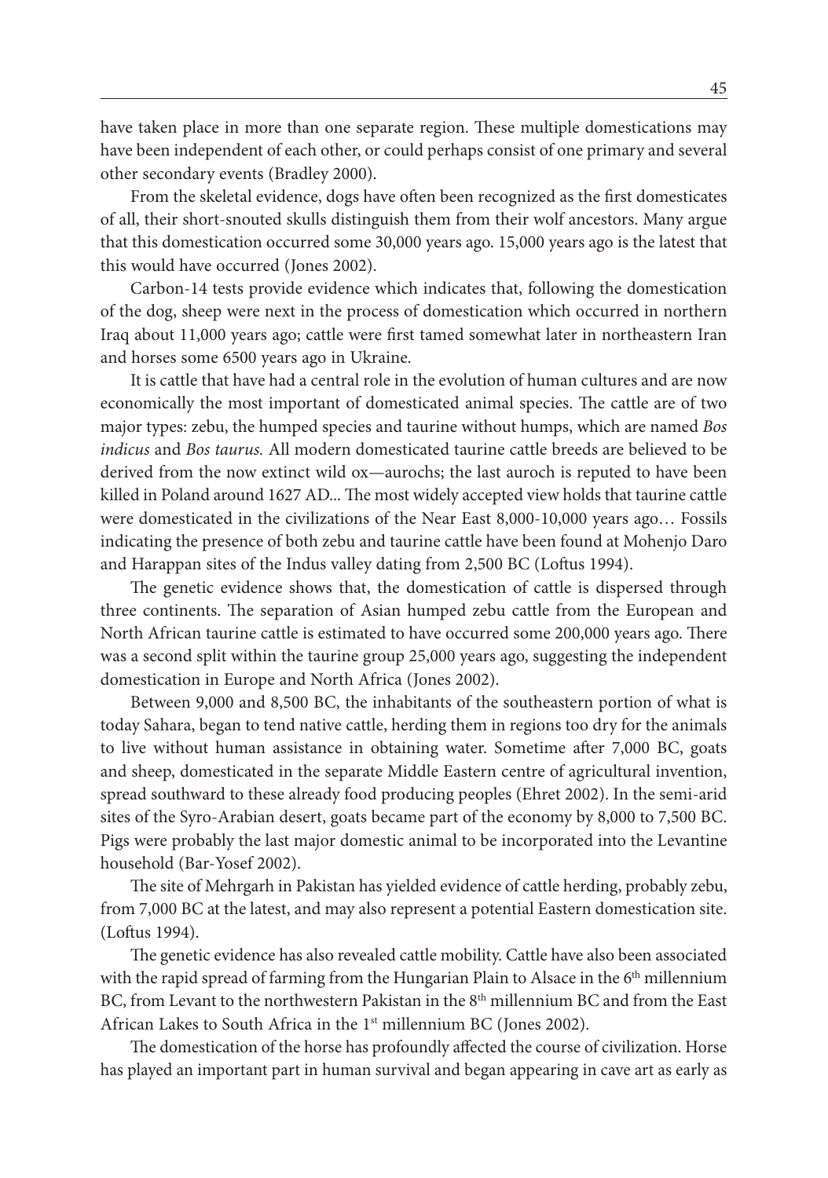have taken place in more than one separate region. These multiple domestications may have been independent of each other, or could perhaps consist of one primary and several other secondary events (Bradley 2000).

From the skeletal evidence, dogs have often been recognized as the first domesticates of all, their short-snouted skulls distinguish them from their wolf ancestors. Many argue that this domestication occurred some 30,000 years ago. 15,000 years ago is the latest that this would have occurred (Jones 2002).

Carbon-14 tests provide evidence which indicates that, following the domestication of the dog, sheep were next in the process of domestication which occurred in northern Iraq about 11,000 years ago; cattle were first tamed somewhat later in northeastern Iran and horses some 6500 years ago in Ukraine.

It is cattle that have had a central role in the evolution of human cultures and are now economically the most important of domesticated animal species. The cattle are of two major types: zebu, the humped species and taurine without humps, which are named *Bos indicus* and *Bos taurus.* All modern domesticated taurine cattle breeds are believed to be derived from the now extinct wild ox—aurochs; the last auroch is reputed to have been killed in Poland around 1627 AD... The most widely accepted view holds that taurine cattle were domesticated in the civilizations of the Near East 8,000-10,000 years ago… Fossils indicating the presence of both zebu and taurine cattle have been found at Mohenjo Daro and Harappan sites of the Indus valley dating from 2,500 BC (Loftus 1994).

The genetic evidence shows that, the domestication of cattle is dispersed through three continents. The separation of Asian humped zebu cattle from the European and North African taurine cattle is estimated to have occurred some 200,000 years ago. There was a second split within the taurine group 25,000 years ago, suggesting the independent domestication in Europe and North Africa (Jones 2002).

Between 9,000 and 8,500 BC, the inhabitants of the southeastern portion of what is today Sahara, began to tend native cattle, herding them in regions too dry for the animals to live without human assistance in obtaining water. Sometime after 7,000 BC, goats and sheep, domesticated in the separate Middle Eastern centre of agricultural invention, spread southward to these already food producing peoples (Ehret 2002). In the semi-arid sites of the Syro-Arabian desert, goats became part of the economy by 8,000 to 7,500 BC. Pigs were probably the last major domestic animal to be incorporated into the Levantine household (Bar-Yosef 2002).

The site of Mehrgarh in Pakistan has yielded evidence of cattle herding, probably zebu, from 7,000 BC at the latest, and may also represent a potential Eastern domestication site. (Loftus 1994).

The genetic evidence has also revealed cattle mobility. Cattle have also been associated with the rapid spread of farming from the Hungarian Plain to Alsace in the 6th millennium BC, from Levant to the northwestern Pakistan in the 8th millennium BC and from the East African Lakes to South Africa in the 1st millennium BC (Jones 2002).

The domestication of the horse has profoundly affected the course of civilization. Horse has played an important part in human survival and began appearing in cave art as early as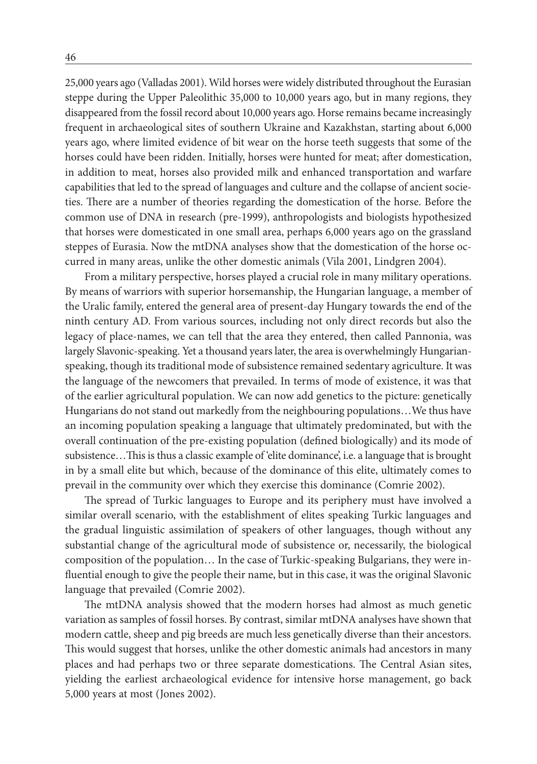25,000 years ago (Valladas 2001). Wild horses were widely distributed throughout the Eurasian steppe during the Upper Paleolithic 35,000 to 10,000 years ago, but in many regions, they disappeared from the fossil record about 10,000 years ago. Horse remains became increasingly frequent in archaeological sites of southern Ukraine and Kazakhstan, starting about 6,000 years ago, where limited evidence of bit wear on the horse teeth suggests that some of the horses could have been ridden. Initially, horses were hunted for meat; after domestication, in addition to meat, horses also provided milk and enhanced transportation and warfare capabilities that led to the spread of languages and culture and the collapse of ancient societies. There are a number of theories regarding the domestication of the horse. Before the common use of DNA in research (pre-1999), anthropologists and biologists hypothesized that horses were domesticated in one small area, perhaps 6,000 years ago on the grassland steppes of Eurasia. Now the mtDNA analyses show that the domestication of the horse occurred in many areas, unlike the other domestic animals (Vila 2001, Lindgren 2004).

From a military perspective, horses played a crucial role in many military operations. By means of warriors with superior horsemanship, the Hungarian language, a member of the Uralic family, entered the general area of present-day Hungary towards the end of the ninth century AD. From various sources, including not only direct records but also the legacy of place-names, we can tell that the area they entered, then called Pannonia, was largely Slavonic-speaking. Yet a thousand years later, the area is overwhelmingly Hungarian-speaking, though its traditional mode of subsistence remained sedentary agriculture. It was the language of the newcomers that prevailed. In terms of mode of existence, it was that of the earlier agricultural population. We can now add genetics to the picture: genetically Hungarians do not stand out markedly from the neighbouring populations…We thus have an incoming population speaking a language that ultimately predominated, but with the overall continuation of the pre-existing population (defined biologically) and its mode of subsistence…This is thus a classic example of 'elite dominance', i.e. a language that is brought in by a small elite but which, because of the dominance of this elite, ultimately comes to prevail in the community over which they exercise this dominance (Comrie 2002).

The spread of Turkic languages to Europe and its periphery must have involved a similar overall scenario, with the establishment of elites speaking Turkic languages and the gradual linguistic assimilation of speakers of other languages, though without any substantial change of the agricultural mode of subsistence or, necessarily, the biological composition of the population… In the case of Turkic-speaking Bulgarians, they were influential enough to give the people their name, but in this case, it was the original Slavonic language that prevailed (Comrie 2002).

The mtDNA analysis showed that the modern horses had almost as much genetic variation as samples of fossil horses. By contrast, similar mtDNA analyses have shown that modern cattle, sheep and pig breeds are much less genetically diverse than their ancestors. This would suggest that horses, unlike the other domestic animals had ancestors in many places and had perhaps two or three separate domestications. The Central Asian sites, yielding the earliest archaeological evidence for intensive horse management, go back 5,000 years at most (Jones 2002).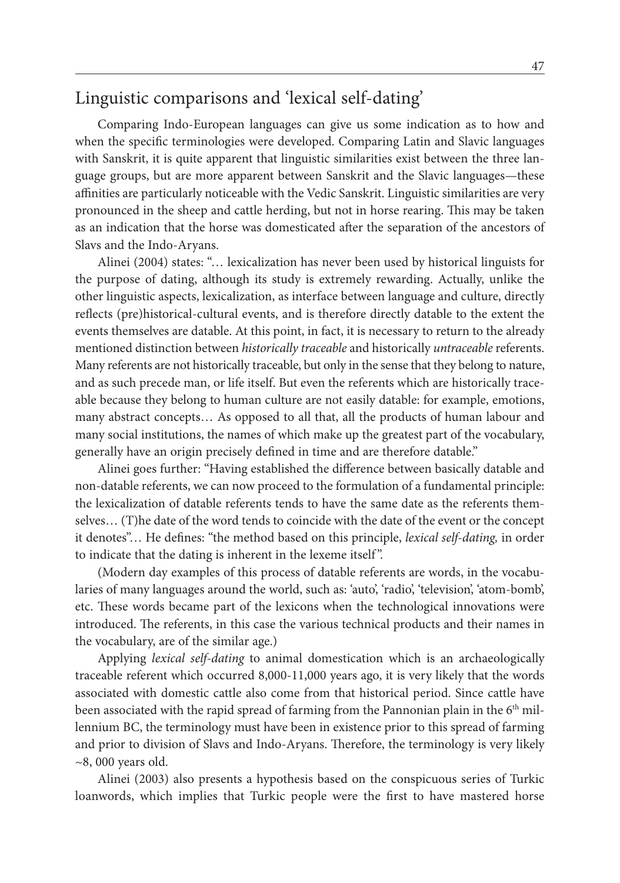## Linguistic comparisons and 'lexical self-dating'

Comparing Indo-European languages can give us some indication as to how and when the specific terminologies were developed. Comparing Latin and Slavic languages with Sanskrit, it is quite apparent that linguistic similarities exist between the three language groups, but are more apparent between Sanskrit and the Slavic languages—these affinities are particularly noticeable with the Vedic Sanskrit. Linguistic similarities are very pronounced in the sheep and cattle herding, but not in horse rearing. This may be taken as an indication that the horse was domesticated after the separation of the ancestors of Slavs and the Indo-Aryans.

Alinei (2004) states: "… lexicalization has never been used by historical linguists for the purpose of dating, although its study is extremely rewarding. Actually, unlike the other linguistic aspects, lexicalization, as interface between language and culture, directly reflects (pre)historical-cultural events, and is therefore directly datable to the extent the events themselves are datable. At this point, in fact, it is necessary to return to the already mentioned distinction between *historically traceable* and historically *untraceable* referents. Many referents are not historically traceable, but only in the sense that they belong to nature, and as such precede man, or life itself. But even the referents which are historically traceable because they belong to human culture are not easily datable: for example, emotions, many abstract concepts… As opposed to all that, all the products of human labour and many social institutions, the names of which make up the greatest part of the vocabulary, generally have an origin precisely defined in time and are therefore datable."

Alinei goes further: "Having established the difference between basically datable and non-datable referents, we can now proceed to the formulation of a fundamental principle: the lexicalization of datable referents tends to have the same date as the referents themselves… (T)he date of the word tends to coincide with the date of the event or the concept it denotes"… He defines: "the method based on this principle, *lexical self-dating,* in order to indicate that the dating is inherent in the lexeme itself".

(Modern day examples of this process of datable referents are words, in the vocabularies of many languages around the world, such as: 'auto', 'radio', 'television', 'atom-bomb', etc. These words became part of the lexicons when the technological innovations were introduced. The referents, in this case the various technical products and their names in the vocabulary, are of the similar age.)

Applying *lexical self-dating* to animal domestication which is an archaeologically traceable referent which occurred 8,000-11,000 years ago, it is very likely that the words associated with domestic cattle also come from that historical period. Since cattle have been associated with the rapid spread of farming from the Pannonian plain in the 6th millennium BC, the terminology must have been in existence prior to this spread of farming and prior to division of Slavs and Indo-Aryans. Therefore, the terminology is very likely ~8, 000 years old.

Alinei (2003) also presents a hypothesis based on the conspicuous series of Turkic loanwords, which implies that Turkic people were the first to have mastered horse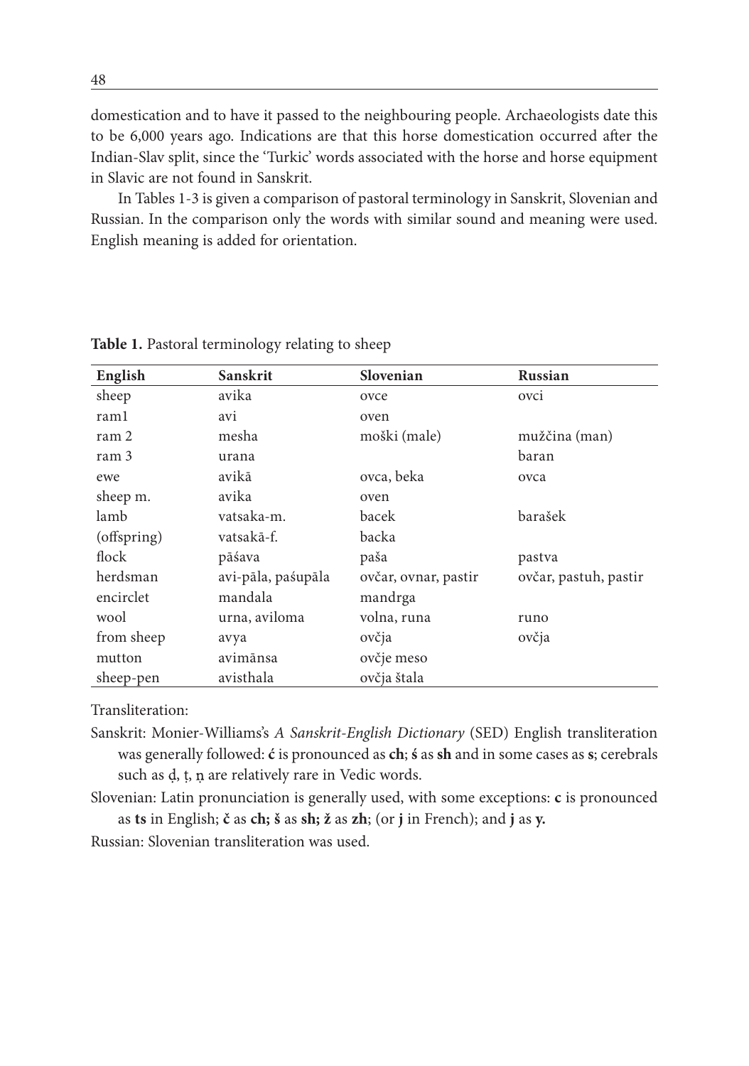domestication and to have it passed to the neighbouring people. Archaeologists date this to be 6,000 years ago. Indications are that this horse domestication occurred after the Indian-Slav split, since the 'Turkic' words associated with the horse and horse equipment in Slavic are not found in Sanskrit.

In Tables 1-3 is given a comparison of pastoral terminology in Sanskrit, Slovenian and Russian. In the comparison only the words with similar sound and meaning were used. English meaning is added for orientation.

**Table 1.** Pastoral terminology relating to sheep

| English | Sanskrit | Slovenian | Russian |
|---|---|---|---|
| sheep | avika | ovce | ovci |
| ram1 | avi | oven | |
| ram 2 | mesha | moški (male) | mužčina (man) |
| ram 3 | urana | | baran |
| ewe | avikā | ovca, beka | ovca |
| sheep m. | avika | oven | |
| lamb | vatsaka-m. | bacek | barašek |
| (offspring) | vatsakā-f. | backa | |
| flock | pāśava | paša | pastva |
| herdsman | avi-pāla, paśupāla | ovčar, ovnar, pastir | ovčar, pastuh, pastir |
| encirclet | mandala | mandrga | |
| wool | urna, aviloma | volna, runa | runo |
| from sheep | avya | ovčja | ovčja |
| mutton | avimānsa | ovčje meso | |
| sheep-pen | avisthala | ovčja štala | |

Transliteration:

Sanskrit: Monier-Williams's *A Sanskrit-English Dictionary* (SED) English transliteration was generally followed: **ć** is pronounced as **ch**; **ś** as **sh** and in some cases as **s**; cerebrals such as ḍ, ṭ, ṇ are relatively rare in Vedic words.

Slovenian: Latin pronunciation is generally used, with some exceptions: **c** is pronounced as **ts** in English; **č** as **ch; š** as **sh; ž** as **zh**; (or **j** in French); and **j** as **y.**

Russian: Slovenian transliteration was used.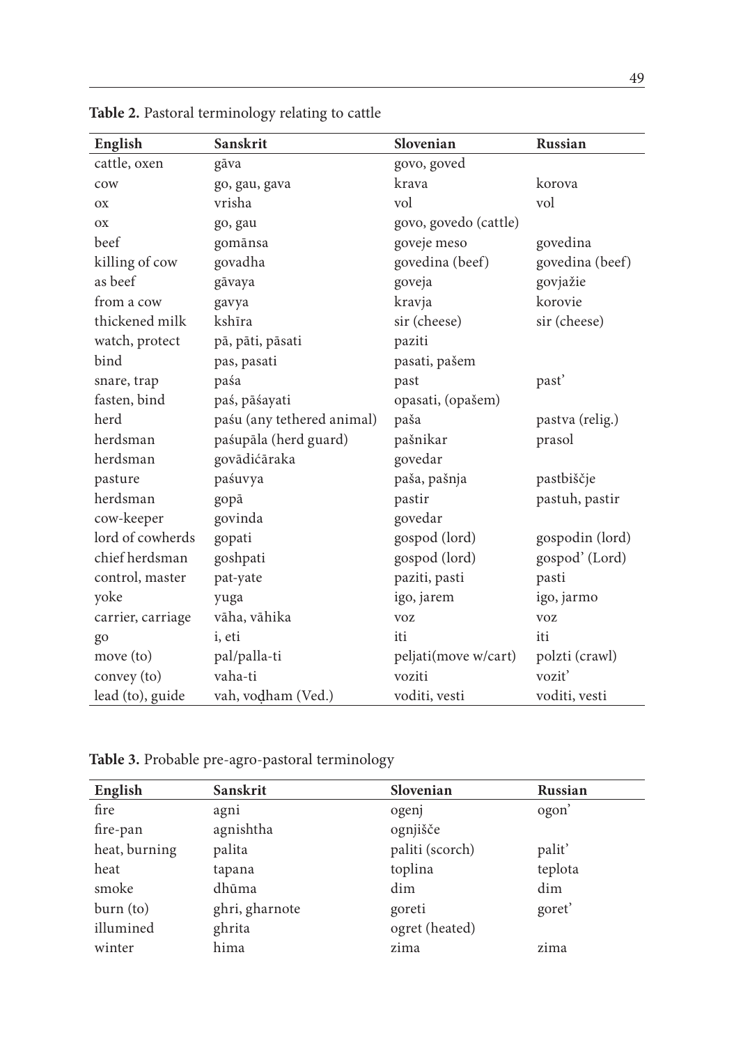**Table 2.** Pastoral terminology relating to cattle

| English | Sanskrit | Slovenian | Russian |
|---|---|---|---|
| cattle, oxen | gāva | govo, goved | |
| cow | go, gau, gava | krava | korova |
| ox | vrisha | vol | vol |
| ox | go, gau | govo, govedo (cattle) | |
| beef | gomānsa | goveje meso | govedina |
| killing of cow | govadha | govedina (beef) | govedina (beef) |
| as beef | gāvaya | goveja | govjažie |
| from a cow | gavya | kravja | korovie |
| thickened milk | kshīra | sir (cheese) | sir (cheese) |
| watch, protect | pā, pāti, pāsati | paziti | |
| bind | pas, pasati | pasati, pašem | |
| snare, trap | paśa | past | past' |
| fasten, bind | paś, pāśayati | opasati, (opašem) | |
| herd | paśu (any tethered animal) | paša | pastva (relig.) |
| herdsman | paśupāla (herd guard) | pašnikar | prasol |
| herdsman | govādićāraka | govedar | |
| pasture | paśuvya | paša, pašnja | pastbiščje |
| herdsman | gopā | pastir | pastuh, pastir |
| cow-keeper | govinda | govedar | |
| lord of cowherds | gopati | gospod (lord) | gospodin (lord) |
| chief herdsman | goshpati | gospod (lord) | gospod' (Lord) |
| control, master | pat-yate | paziti, pasti | pasti |
| yoke | yuga | igo, jarem | igo, jarmo |
| carrier, carriage | vāha, vāhika | voz | voz |
| go | i, eti | iti | iti |
| move (to) | pal/palla-ti | peljati(move w/cart) | polzti (crawl) |
| convey (to) | vaha-ti | voziti | vozit' |
| lead (to), guide | vah, voḍham (Ved.) | voditi, vesti | voditi, vesti |

**Table 3.** Probable pre-agro-pastoral terminology

| English | Sanskrit | Slovenian | Russian |
|---|---|---|---|
| fire | agni | ogenj | ogon' |
| fire-pan | agnishtha | ognjišče | |
| heat, burning | palita | paliti (scorch) | palit' |
| heat | tapana | toplina | teplota |
| smoke | dhūma | dim | dim |
| burn (to) | ghri, gharnote | goreti | goret' |
| illumined | ghrita | ogret (heated) | |
| winter | hima | zima | zima |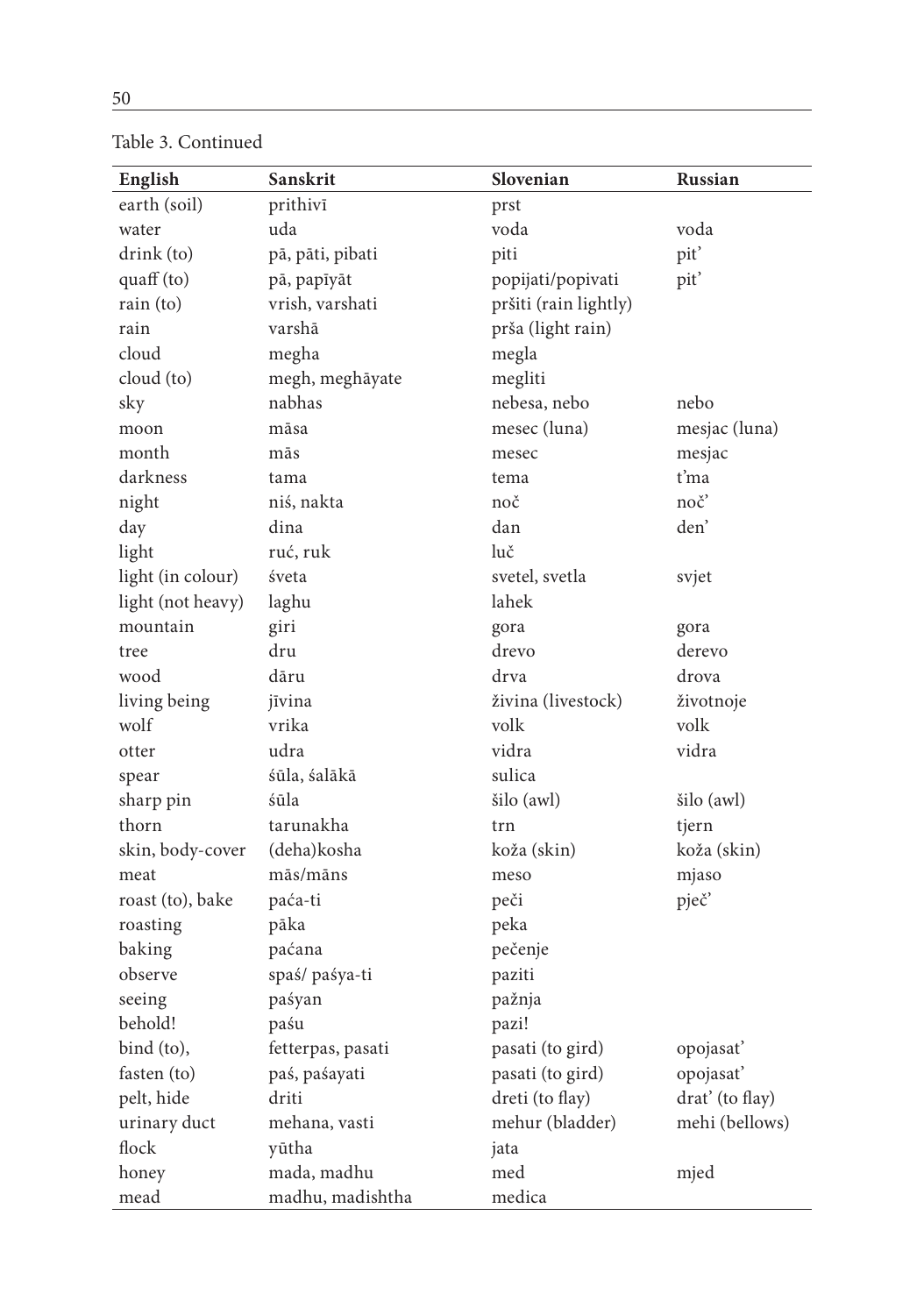Table 3. Continued

| English | Sanskrit | Slovenian | Russian |
|---|---|---|---|
| earth (soil) | prithivī | prst | |
| water | uda | voda | voda |
| drink (to) | pā, pāti, pibati | piti | pit' |
| quaff (to) | pā, papīyāt | popijati/popivati | pit' |
| rain (to) | vrish, varshati | pršiti (rain lightly) | |
| rain | varshā | prša (light rain) | |
| cloud | megha | megla | |
| cloud (to) | megh, meghāyate | megliti | |
| sky | nabhas | nebesa, nebo | nebo |
| moon | māsa | mesec (luna) | mesjac (luna) |
| month | mās | mesec | mesjac |
| darkness | tama | tema | t'ma |
| night | niś, nakta | noč | noč' |
| day | dina | dan | den' |
| light | ruć, ruk | luč | |
| light (in colour) | śveta | svetel, svetla | svjet |
| light (not heavy) | laghu | lahek | |
| mountain | giri | gora | gora |
| tree | dru | drevo | derevo |
| wood | dāru | drva | drova |
| living being | jīvina | živina (livestock) | životnoje |
| wolf | vrika | volk | volk |
| otter | udra | vidra | vidra |
| spear | śūla, śalākā | sulica | |
| sharp pin | śūla | šilo (awl) | šilo (awl) |
| thorn | tarunakha | trn | tjern |
| skin, body-cover | (deha)kosha | koža (skin) | koža (skin) |
| meat | mās/māns | meso | mjaso |
| roast (to), bake | paća-ti | peči | pječ' |
| roasting | pāka | peka | |
| baking | paćana | pečenje | |
| observe | spaś/ paśya-ti | paziti | |
| seeing | paśyan | pažnja | |
| behold! | paśu | pazi! | |
| bind (to), | fetterpas, pasati | pasati (to gird) | opojasat' |
| fasten (to) | paś, paśayati | pasati (to gird) | opojasat' |
| pelt, hide | driti | dreti (to flay) | drat' (to flay) |
| urinary duct | mehana, vasti | mehur (bladder) | mehi (bellows) |
| flock | yūtha | jata | |
| honey | mada, madhu | med | mjed |
| mead | madhu, madishtha | medica | |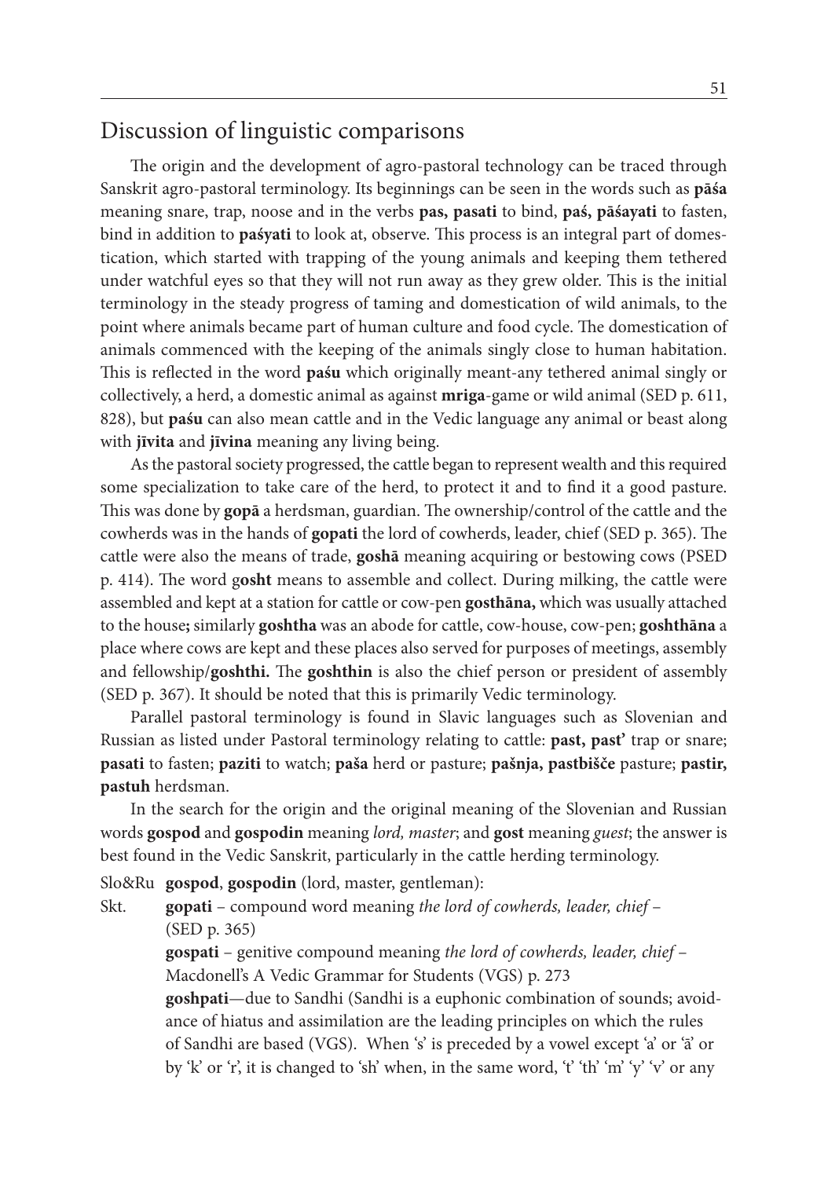## Discussion of linguistic comparisons

The origin and the development of agro-pastoral technology can be traced through Sanskrit agro-pastoral terminology. Its beginnings can be seen in the words such as **pāśa** meaning snare, trap, noose and in the verbs **pas, pasati** to bind, **paś, pāśayati** to fasten, bind in addition to **paśyati** to look at, observe. This process is an integral part of domestication, which started with trapping of the young animals and keeping them tethered under watchful eyes so that they will not run away as they grew older. This is the initial terminology in the steady progress of taming and domestication of wild animals, to the point where animals became part of human culture and food cycle. The domestication of animals commenced with the keeping of the animals singly close to human habitation. This is reflected in the word **paśu** which originally meant-any tethered animal singly or collectively, a herd, a domestic animal as against **mriga**-game or wild animal (SED p. 611, 828), but **paśu** can also mean cattle and in the Vedic language any animal or beast along with **jīvita** and **jīvina** meaning any living being.

As the pastoral society progressed, the cattle began to represent wealth and this required some specialization to take care of the herd, to protect it and to find it a good pasture. This was done by **gopā** a herdsman, guardian. The ownership/control of the cattle and the cowherds was in the hands of **gopati** the lord of cowherds, leader, chief (SED p. 365). The cattle were also the means of trade, **goshā** meaning acquiring or bestowing cows (PSED p. 414). The word g**osht** means to assemble and collect. During milking, the cattle were assembled and kept at a station for cattle or cow-pen **gosthāna,** which was usually attached to the house**;** similarly **goshtha** was an abode for cattle, cow-house, cow-pen; **goshthāna** a place where cows are kept and these places also served for purposes of meetings, assembly and fellowship/**goshthi.** The **goshthin** is also the chief person or president of assembly (SED p. 367). It should be noted that this is primarily Vedic terminology.

Parallel pastoral terminology is found in Slavic languages such as Slovenian and Russian as listed under Pastoral terminology relating to cattle: **past, past'** trap or snare; **pasati** to fasten; **paziti** to watch; **paša** herd or pasture; **pašnja, pastbišče** pasture; **pastir, pastuh** herdsman.

In the search for the origin and the original meaning of the Slovenian and Russian words **gospod** and **gospodin** meaning *lord, master*; and **gost** meaning *guest*; the answer is best found in the Vedic Sanskrit, particularly in the cattle herding terminology.

Slo&Ru **gospod**, **gospodin** (lord, master, gentleman):

Skt. **gopati** – compound word meaning *the lord of cowherds, leader, chief* – (SED p. 365)

**gospati** – genitive compound meaning *the lord of cowherds, leader, chief* – Macdonell's A Vedic Grammar for Students (VGS) p. 273

**goshpati**—due to Sandhi (Sandhi is a euphonic combination of sounds; avoidance of hiatus and assimilation are the leading principles on which the rules of Sandhi are based (VGS). When 's' is preceded by a vowel except 'a' or 'ā' or by 'k' or 'r', it is changed to 'sh' when, in the same word, 't' 'th' 'm' 'y' 'v' or any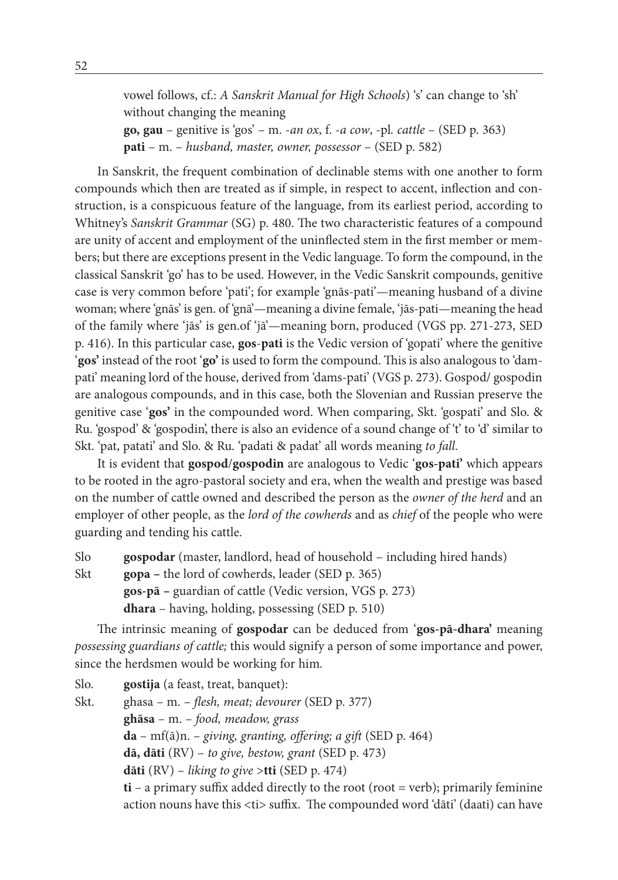vowel follows, cf.: *A Sanskrit Manual for High Schools*) 's' can change to 'sh' without changing the meaning
**go, gau** – genitive is 'gos' – m. -*an ox*, f. -*a cow*, -pl. *cattle* – (SED p. 363)
**pati** – m. – *husband, master, owner, possessor* – (SED p. 582)

In Sanskrit, the frequent combination of declinable stems with one another to form compounds which then are treated as if simple, in respect to accent, inflection and construction, is a conspicuous feature of the language, from its earliest period, according to Whitney's *Sanskrit Grammar* (SG) p. 480. The two characteristic features of a compound are unity of accent and employment of the uninflected stem in the first member or members; but there are exceptions present in the Vedic language. To form the compound, in the classical Sanskrit 'go' has to be used. However, in the Vedic Sanskrit compounds, genitive case is very common before 'pati'; for example 'gnās-pati'—meaning husband of a divine woman; where 'gnās' is gen. of 'gnā'—meaning a divine female, 'jās-pati—meaning the head of the family where 'jās' is gen.of 'jā'—meaning born, produced (VGS pp. 271-273, SED p. 416). In this particular case, **gos**-**pati** is the Vedic version of 'gopati' where the genitive '**gos'** instead of the root '**go'** is used to form the compound. This is also analogous to 'dampati' meaning lord of the house, derived from 'dams-pati' (VGS p. 273). Gospod/ gospodin are analogous compounds, and in this case, both the Slovenian and Russian preserve the genitive case '**gos'** in the compounded word. When comparing, Skt. 'gospati' and Slo. & Ru. 'gospod' & 'gospodin', there is also an evidence of a sound change of 't' to 'd' similar to Skt. 'pat, patati' and Slo. & Ru. 'padati & padat' all words meaning *to fall*.

It is evident that **gospod/gospodin** are analogous to Vedic '**gos-pati'** which appears to be rooted in the agro-pastoral society and era, when the wealth and prestige was based on the number of cattle owned and described the person as the *owner of the herd* and an employer of other people, as the *lord of the cowherds* and as *chief* of the people who were guarding and tending his cattle.

Slo **gospodar** (master, landlord, head of household – including hired hands)
Skt **gopa –** the lord of cowherds, leader (SED p. 365)
**gos**-**pā –** guardian of cattle (Vedic version, VGS p. 273)
**dhara** – having, holding, possessing (SED p. 510)

The intrinsic meaning of **gospodar** can be deduced from '**gos-pā-dhara'** meaning *possessing guardians of cattle;* this would signify a person of some importance and power, since the herdsmen would be working for him.

Slo. **gostija** (a feast, treat, banquet):
Skt. ghasa – m. – *flesh, meat; devourer* (SED p. 377)
**ghāsa** – m. – *food, meadow, grass*
**da** – mf(ā)n. – *giving, granting, offering; a gift* (SED p. 464)
**dā, dāti** (RV) – *to give, bestow, grant* (SED p. 473)
**dāti** (RV) – *liking to give* >**tti** (SED p. 474)
**ti** – a primary suffix added directly to the root (root = verb); primarily feminine action nouns have this <ti> suffix. The compounded word 'dāti' (daati) can have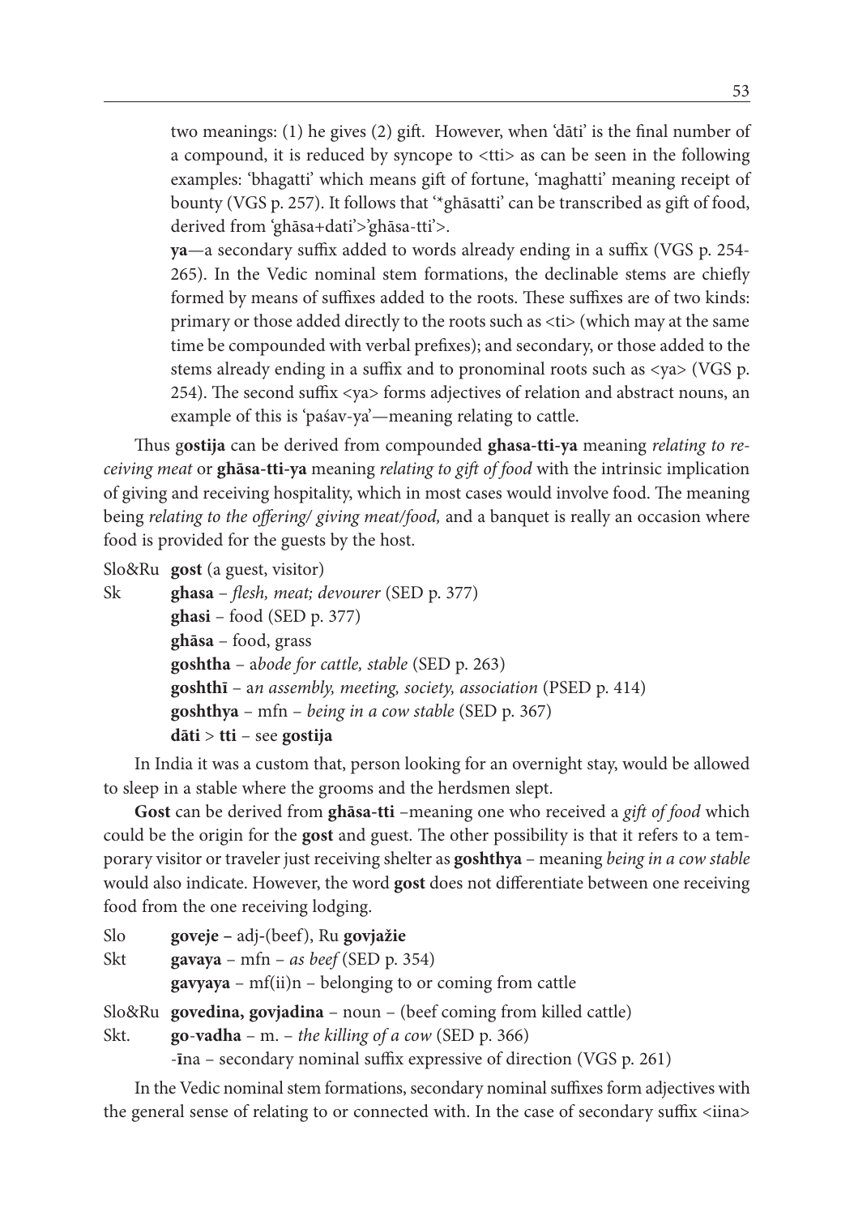two meanings: (1) he gives (2) gift. However, when 'dāti' is the final number of a compound, it is reduced by syncope to <tti> as can be seen in the following examples: 'bhagatti' which means gift of fortune, 'maghatti' meaning receipt of bounty (VGS p. 257). It follows that '*ghāsatti' can be transcribed as gift of food, derived from 'ghāsa+dati'>'ghāsa-tti'>.

**ya**—a secondary suffix added to words already ending in a suffix (VGS p. 254-265). In the Vedic nominal stem formations, the declinable stems are chiefly formed by means of suffixes added to the roots. These suffixes are of two kinds: primary or those added directly to the roots such as <ti> (which may at the same time be compounded with verbal prefixes); and secondary, or those added to the stems already ending in a suffix and to pronominal roots such as <ya> (VGS p. 254). The second suffix <ya> forms adjectives of relation and abstract nouns, an example of this is 'paśav-ya'—meaning relating to cattle.

Thus g**ostija** can be derived from compounded **ghasa-tti-ya** meaning *relating to receiving meat* or **ghāsa-tti-ya** meaning *relating to gift of food* with the intrinsic implication of giving and receiving hospitality, which in most cases would involve food. The meaning being *relating to the offering/ giving meat/food,* and a banquet is really an occasion where food is provided for the guests by the host.

Slo&Ru **gost** (a guest, visitor)
Sk **ghasa** – *flesh, meat; devourer* (SED p. 377)
**ghasi** – food (SED p. 377)
**ghāsa** – food, grass
**goshtha** – a*bode for cattle, stable* (SED p. 263)
**goshthī** – a*n assembly, meeting, society, association* (PSED p. 414)
**goshthya** – mfn – *being in a cow stable* (SED p. 367)
**dāti** > **tti** – see **gostija**

In India it was a custom that, person looking for an overnight stay, would be allowed to sleep in a stable where the grooms and the herdsmen slept.

**Gost** can be derived from **ghāsa-tti** –meaning one who received a *gift of food* which could be the origin for the **gost** and guest. The other possibility is that it refers to a temporary visitor or traveler just receiving shelter as **goshthya** – meaning *being in a cow stable* would also indicate. However, the word **gost** does not differentiate between one receiving food from the one receiving lodging.

Slo **goveje –** adj-(beef), Ru **govjažie**
Skt **gavaya** – mfn – *as beef* (SED p. 354)
**gavyaya** – mf(ii)n – belonging to or coming from cattle

Slo&Ru **govedina, govjadina** – noun – (beef coming from killed cattle)
Skt. **go**-**vadha** – m. – *the killing of a cow* (SED p. 366)
-**ī**na – secondary nominal suffix expressive of direction (VGS p. 261)

In the Vedic nominal stem formations, secondary nominal suffixes form adjectives with the general sense of relating to or connected with. In the case of secondary suffix <iina>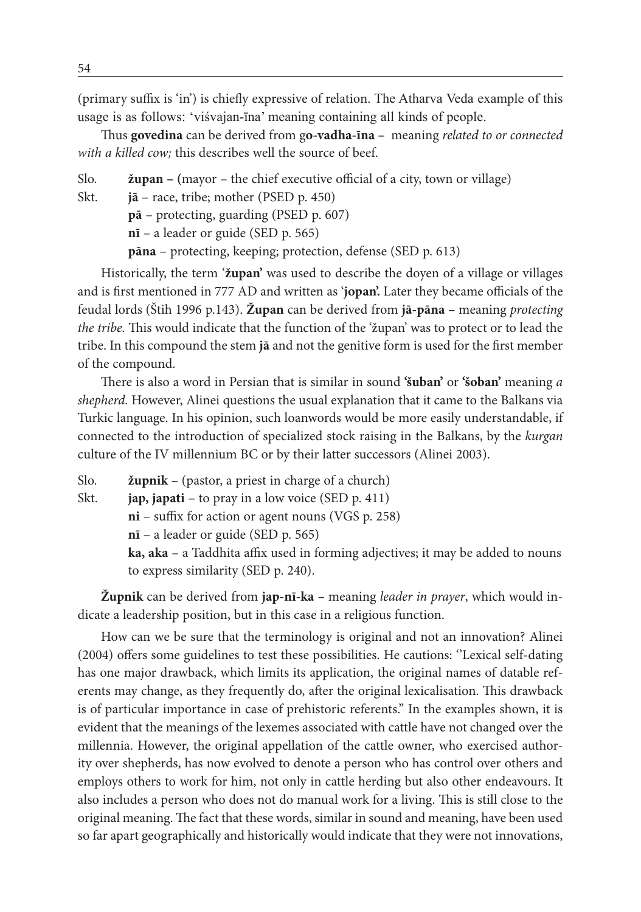(primary suffix is 'in') is chiefly expressive of relation. The Atharva Veda example of this usage is as follows: 'viśvajan-īna' meaning containing all kinds of people.

Thus **govedina** can be derived from g**o-vadha-īna –** meaning *related to or connected with a killed cow;* this describes well the source of beef.

Slo. **župan – (**mayor – the chief executive official of a city, town or village)
Skt. **jā** – race, tribe; mother (PSED p. 450)
**pā** – protecting, guarding (PSED p. 607)
**nī** – a leader or guide (SED p. 565)
**pāna** – protecting, keeping; protection, defense (SED p. 613)

Historically, the term '**župan**' was used to describe the doyen of a village or villages and is first mentioned in 777 AD and written as '**jopan'.** Later they became officials of the feudal lords (Štih 1996 p.143). **Župan** can be derived from **jā-pāna –** meaning *protecting the tribe.* This would indicate that the function of the 'župan' was to protect or to lead the tribe. In this compound the stem **jā** and not the genitive form is used for the first member of the compound.

There is also a word in Persian that is similar in sound **'šuban'** or **'šoban'** meaning *a shepherd.* However, Alinei questions the usual explanation that it came to the Balkans via Turkic language. In his opinion, such loanwords would be more easily understandable, if connected to the introduction of specialized stock raising in the Balkans, by the *kurgan* culture of the IV millennium BC or by their latter successors (Alinei 2003).

Slo. **župnik –** (pastor, a priest in charge of a church)
Skt. **jap, japati** – to pray in a low voice (SED p. 411)
**ni** – suffix for action or agent nouns (VGS p. 258)
**nī** – a leader or guide (SED p. 565)
**ka, aka** – a Taddhita affix used in forming adjectives; it may be added to nouns to express similarity (SED p. 240).

**Župnik** can be derived from **jap-nī-ka –** meaning *leader in prayer*, which would indicate a leadership position, but in this case in a religious function.

How can we be sure that the terminology is original and not an innovation? Alinei (2004) offers some guidelines to test these possibilities. He cautions: ''Lexical self-dating has one major drawback, which limits its application, the original names of datable referents may change, as they frequently do, after the original lexicalisation. This drawback is of particular importance in case of prehistoric referents." In the examples shown, it is evident that the meanings of the lexemes associated with cattle have not changed over the millennia. However, the original appellation of the cattle owner, who exercised authority over shepherds, has now evolved to denote a person who has control over others and employs others to work for him, not only in cattle herding but also other endeavours. It also includes a person who does not do manual work for a living. This is still close to the original meaning. The fact that these words, similar in sound and meaning, have been used so far apart geographically and historically would indicate that they were not innovations,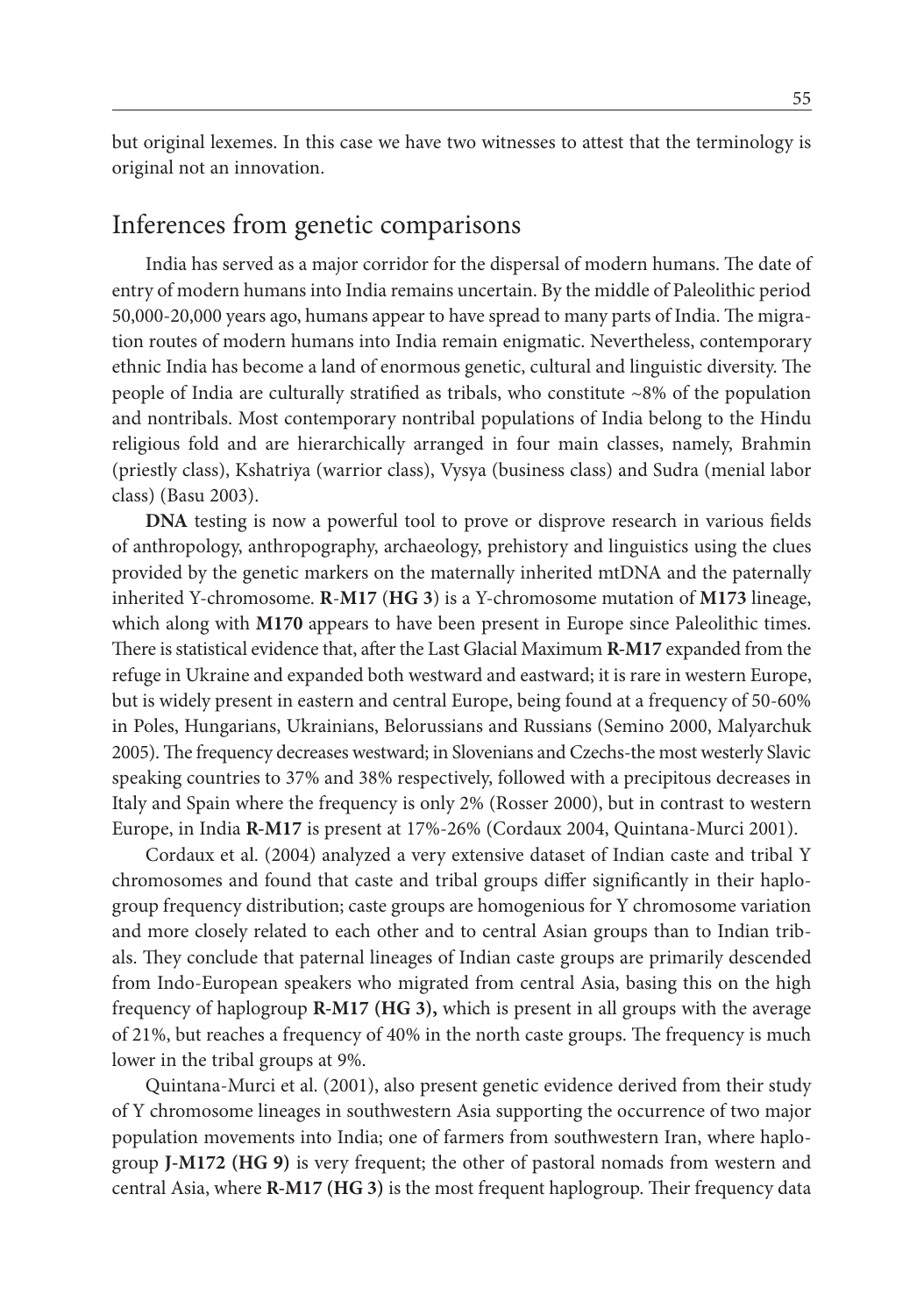but original lexemes. In this case we have two witnesses to attest that the terminology is original not an innovation.

## Inferences from genetic comparisons

India has served as a major corridor for the dispersal of modern humans. The date of entry of modern humans into India remains uncertain. By the middle of Paleolithic period 50,000-20,000 years ago, humans appear to have spread to many parts of India. The migration routes of modern humans into India remain enigmatic. Nevertheless, contemporary ethnic India has become a land of enormous genetic, cultural and linguistic diversity. The people of India are culturally stratified as tribals, who constitute ~8% of the population and nontribals. Most contemporary nontribal populations of India belong to the Hindu religious fold and are hierarchically arranged in four main classes, namely, Brahmin (priestly class), Kshatriya (warrior class), Vysya (business class) and Sudra (menial labor class) (Basu 2003).

**DNA** testing is now a powerful tool to prove or disprove research in various fields of anthropology, anthropography, archaeology, prehistory and linguistics using the clues provided by the genetic markers on the maternally inherited mtDNA and the paternally inherited Y-chromosome. **R**-**M17** (**HG 3**) is a Y-chromosome mutation of **M173** lineage, which along with **M170** appears to have been present in Europe since Paleolithic times. There is statistical evidence that, after the Last Glacial Maximum **R-M17** expanded from the refuge in Ukraine and expanded both westward and eastward; it is rare in western Europe, but is widely present in eastern and central Europe, being found at a frequency of 50-60% in Poles, Hungarians, Ukrainians, Belorussians and Russians (Semino 2000, Malyarchuk 2005). The frequency decreases westward; in Slovenians and Czechs-the most westerly Slavic speaking countries to 37% and 38% respectively, followed with a precipitous decreases in Italy and Spain where the frequency is only 2% (Rosser 2000), but in contrast to western Europe, in India **R-M17** is present at 17%-26% (Cordaux 2004, Quintana-Murci 2001).

Cordaux et al. (2004) analyzed a very extensive dataset of Indian caste and tribal Y chromosomes and found that caste and tribal groups differ significantly in their haplogroup frequency distribution; caste groups are homogenious for Y chromosome variation and more closely related to each other and to central Asian groups than to Indian tribals. They conclude that paternal lineages of Indian caste groups are primarily descended from Indo-European speakers who migrated from central Asia, basing this on the high frequency of haplogroup **R-M17 (HG 3),** which is present in all groups with the average of 21%, but reaches a frequency of 40% in the north caste groups. The frequency is much lower in the tribal groups at 9%.

Quintana-Murci et al. (2001), also present genetic evidence derived from their study of Y chromosome lineages in southwestern Asia supporting the occurrence of two major population movements into India; one of farmers from southwestern Iran, where haplogroup **J-M172 (HG 9)** is very frequent; the other of pastoral nomads from western and central Asia, where **R-M17 (HG 3)** is the most frequent haplogroup. Their frequency data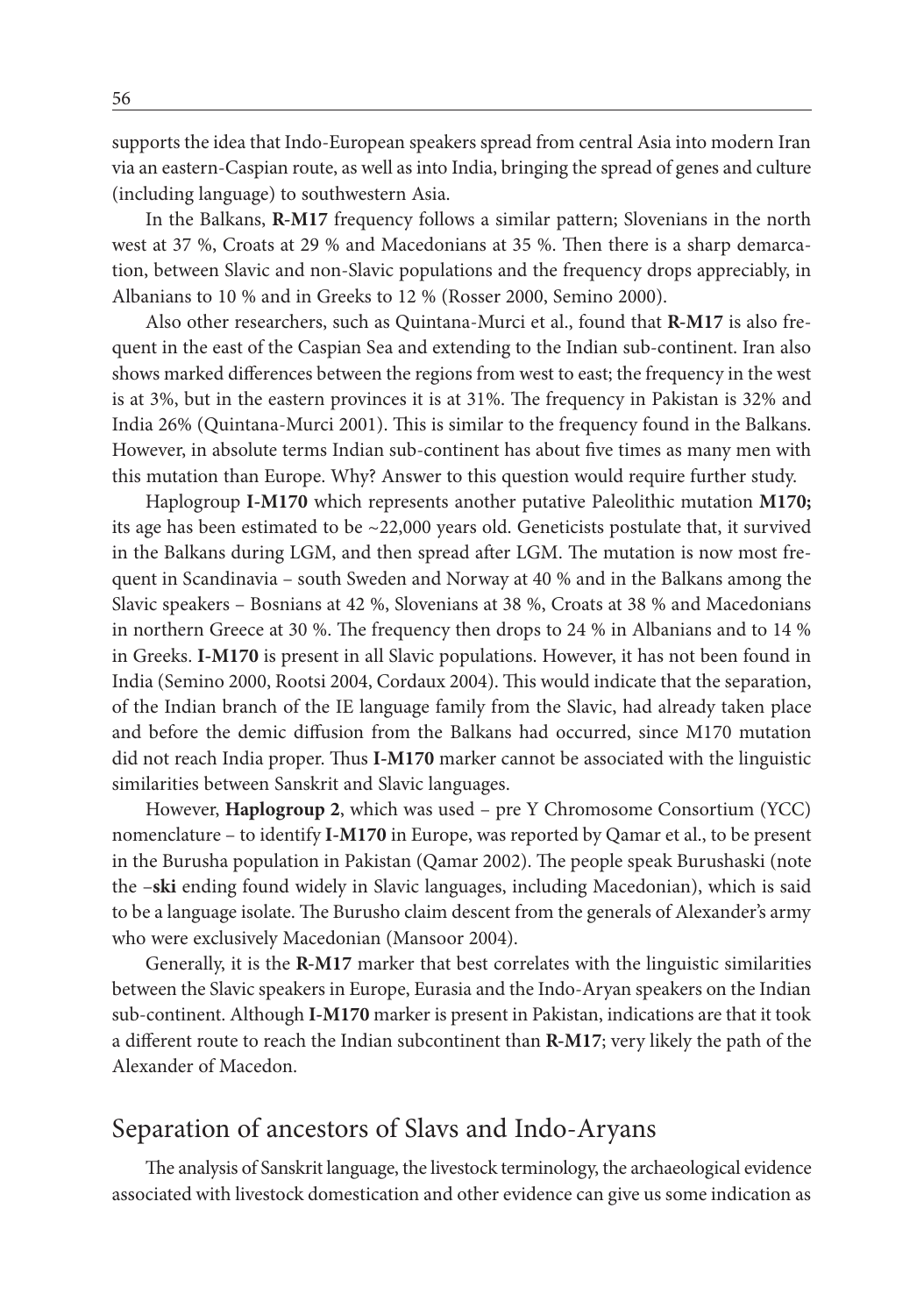supports the idea that Indo-European speakers spread from central Asia into modern Iran via an eastern-Caspian route, as well as into India, bringing the spread of genes and culture (including language) to southwestern Asia.

In the Balkans, **R-M17** frequency follows a similar pattern; Slovenians in the north west at 37 %, Croats at 29 % and Macedonians at 35 %. Then there is a sharp demarcation, between Slavic and non-Slavic populations and the frequency drops appreciably, in Albanians to 10 % and in Greeks to 12 % (Rosser 2000, Semino 2000).

Also other researchers, such as Quintana-Murci et al., found that **R-M17** is also frequent in the east of the Caspian Sea and extending to the Indian sub-continent. Iran also shows marked differences between the regions from west to east; the frequency in the west is at 3%, but in the eastern provinces it is at 31%. The frequency in Pakistan is 32% and India 26% (Quintana-Murci 2001). This is similar to the frequency found in the Balkans. However, in absolute terms Indian sub-continent has about five times as many men with this mutation than Europe. Why? Answer to this question would require further study.

Haplogroup **I-M170** which represents another putative Paleolithic mutation **M170;** its age has been estimated to be ~22,000 years old. Geneticists postulate that, it survived in the Balkans during LGM, and then spread after LGM. The mutation is now most frequent in Scandinavia – south Sweden and Norway at 40 % and in the Balkans among the Slavic speakers – Bosnians at 42 %, Slovenians at 38 %, Croats at 38 % and Macedonians in northern Greece at 30 %. The frequency then drops to 24 % in Albanians and to 14 % in Greeks. **I-M170** is present in all Slavic populations. However, it has not been found in India (Semino 2000, Rootsi 2004, Cordaux 2004). This would indicate that the separation, of the Indian branch of the IE language family from the Slavic, had already taken place and before the demic diffusion from the Balkans had occurred, since M170 mutation did not reach India proper. Thus **I-M170** marker cannot be associated with the linguistic similarities between Sanskrit and Slavic languages.

However, **Haplogroup 2**, which was used – pre Y Chromosome Consortium (YCC) nomenclature – to identify **I-M170** in Europe, was reported by Qamar et al., to be present in the Burusha population in Pakistan (Qamar 2002). The people speak Burushaski (note the –**ski** ending found widely in Slavic languages, including Macedonian), which is said to be a language isolate. The Burusho claim descent from the generals of Alexander's army who were exclusively Macedonian (Mansoor 2004).

Generally, it is the **R-M17** marker that best correlates with the linguistic similarities between the Slavic speakers in Europe, Eurasia and the Indo-Aryan speakers on the Indian sub-continent. Although **I-M170** marker is present in Pakistan, indications are that it took a different route to reach the Indian subcontinent than **R-M17**; very likely the path of the Alexander of Macedon.

## Separation of ancestors of Slavs and Indo-Aryans

The analysis of Sanskrit language, the livestock terminology, the archaeological evidence associated with livestock domestication and other evidence can give us some indication as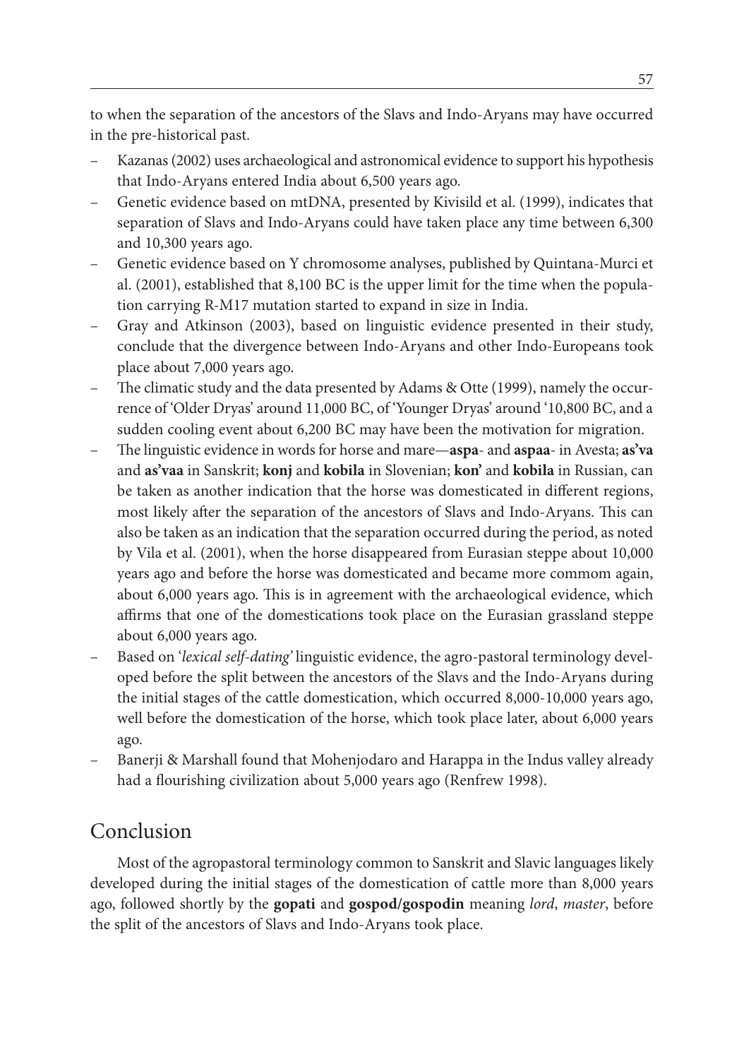to when the separation of the ancestors of the Slavs and Indo-Aryans may have occurred in the pre-historical past.

- Kazanas (2002) uses archaeological and astronomical evidence to support his hypothesis that Indo-Aryans entered India about 6,500 years ago.
- Genetic evidence based on mtDNA, presented by Kivisild et al. (1999), indicates that separation of Slavs and Indo-Aryans could have taken place any time between 6,300 and 10,300 years ago.
- Genetic evidence based on Y chromosome analyses, published by Quintana-Murci et al. (2001), established that 8,100 BC is the upper limit for the time when the population carrying R-M17 mutation started to expand in size in India.
- Gray and Atkinson (2003), based on linguistic evidence presented in their study, conclude that the divergence between Indo-Aryans and other Indo-Europeans took place about 7,000 years ago.
- The climatic study and the data presented by Adams & Otte (1999), namely the occurrence of 'Older Dryas' around 11,000 BC, of 'Younger Dryas' around '10,800 BC, and a sudden cooling event about 6,200 BC may have been the motivation for migration.
- The linguistic evidence in words for horse and mare—**aspa**- and **aspaa**- in Avesta; **as'va** and **as'vaa** in Sanskrit; **konj** and **kobila** in Slovenian; **kon'** and **kobila** in Russian, can be taken as another indication that the horse was domesticated in different regions, most likely after the separation of the ancestors of Slavs and Indo-Aryans. This can also be taken as an indication that the separation occurred during the period, as noted by Vila et al. (2001), when the horse disappeared from Eurasian steppe about 10,000 years ago and before the horse was domesticated and became more commom again, about 6,000 years ago. This is in agreement with the archaeological evidence, which affirms that one of the domestications took place on the Eurasian grassland steppe about 6,000 years ago.
- Based on '*lexical self-dating*' linguistic evidence, the agro-pastoral terminology developed before the split between the ancestors of the Slavs and the Indo-Aryans during the initial stages of the cattle domestication, which occurred 8,000-10,000 years ago, well before the domestication of the horse, which took place later, about 6,000 years ago.
- Banerji & Marshall found that Mohenjodaro and Harappa in the Indus valley already had a flourishing civilization about 5,000 years ago (Renfrew 1998).

## Conclusion

Most of the agropastoral terminology common to Sanskrit and Slavic languages likely developed during the initial stages of the domestication of cattle more than 8,000 years ago, followed shortly by the **gopati** and **gospod/gospodin** meaning *lord*, *master*, before the split of the ancestors of Slavs and Indo-Aryans took place.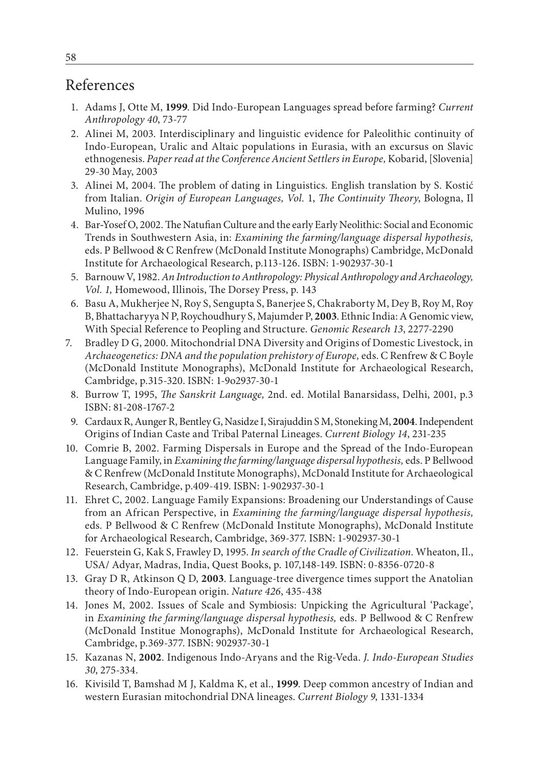# References

1. Adams J, Otte M, **1999**. Did Indo-European Languages spread before farming? *Current Anthropology 40*, 73-77
2. Alinei M, 2003. Interdisciplinary and linguistic evidence for Paleolithic continuity of Indo-European, Uralic and Altaic populations in Eurasia, with an excursus on Slavic ethnogenesis. *Paper read at the Conference Ancient Settlers in Europe,* Kobarid, [Slovenia] 29-30 May, 2003
3. Alinei M, 2004. The problem of dating in Linguistics. English translation by S. Kostić from Italian. *Origin of European Languages, Vol.* 1, *The Continuity Theory*, Bologna, Il Mulino, 1996
4. Bar-Yosef O, 2002. The Natufian Culture and the early Early Neolithic: Social and Economic Trends in Southwestern Asia, in: *Examining the farming/language dispersal hypothesis,* eds. P Bellwood & C Renfrew (McDonald Institute Monographs) Cambridge, McDonald Institute for Archaeological Research, p.113-126. ISBN: 1-902937-30-1
5. Barnouw V, 1982. *An Introduction to Anthropology: Physical Anthropology and Archaeology, Vol. 1,* Homewood, Illinois, The Dorsey Press, p. 143
6. Basu A, Mukherjee N, Roy S, Sengupta S, Banerjee S, Chakraborty M, Dey B, Roy M, Roy B, Bhattacharyya N P, Roychoudhury S, Majumder P, **2003**. Ethnic India: A Genomic view, With Special Reference to Peopling and Structure. *Genomic Research 13*, 2277-2290
7. Bradley D G, 2000. Mitochondrial DNA Diversity and Origins of Domestic Livestock, in *Archaeogenetics: DNA and the population prehistory of Europe,* eds. C Renfrew & C Boyle (McDonald Institute Monographs), McDonald Institute for Archaeological Research, Cambridge, p.315-320. ISBN: 1-9o2937-30-1
8. Burrow T, 1995, *The Sanskrit Language,* 2nd. ed. Motilal Banarsidass, Delhi, 2001, p.3 ISBN: 81-208-1767-2
9. Cardaux R, Aunger R, Bentley G, Nasidze I, Sirajuddin S M, Stoneking M, **2004**. Independent Origins of Indian Caste and Tribal Paternal Lineages. *Current Biology 14*, 231-235
10. Comrie B, 2002. Farming Dispersals in Europe and the Spread of the Indo-European Language Family, in *Examining the farming/language dispersal hypothesis,* eds. P Bellwood & C Renfrew (McDonald Institute Monographs), McDonald Institute for Archaeological Research, Cambridge, p.409-419. ISBN: 1-902937-30-1
11. Ehret C, 2002. Language Family Expansions: Broadening our Understandings of Cause from an African Perspective, in *Examining the farming/language dispersal hypothesis,* eds. P Bellwood & C Renfrew (McDonald Institute Monographs), McDonald Institute for Archaeological Research, Cambridge, 369-377. ISBN: 1-902937-30-1
12. Feuerstein G, Kak S, Frawley D, 1995. *In search of the Cradle of Civilization.* Wheaton, Il., USA/ Adyar, Madras, India, Quest Books, p. 107,148-149. ISBN: 0-8356-0720-8
13. Gray D R, Atkinson Q D, **2003**. Language-tree divergence times support the Anatolian theory of Indo-European origin. *Nature 426*, 435-438
14. Jones M, 2002. Issues of Scale and Symbiosis: Unpicking the Agricultural 'Package', in *Examining the farming/language dispersal hypothesis,* eds. P Bellwood & C Renfrew (McDonald Institue Monographs), McDonald Institute for Archaeological Research, Cambridge, p.369-377. ISBN: 902937-30-1
15. Kazanas N, **2002**. Indigenous Indo-Aryans and the Rig-Veda. *J. Indo-European Studies 30*, 275-334.
16. Kivisild T, Bamshad M J, Kaldma K, et al., **1999**. Deep common ancestry of Indian and western Eurasian mitochondrial DNA lineages. *Current Biology 9*, 1331-1334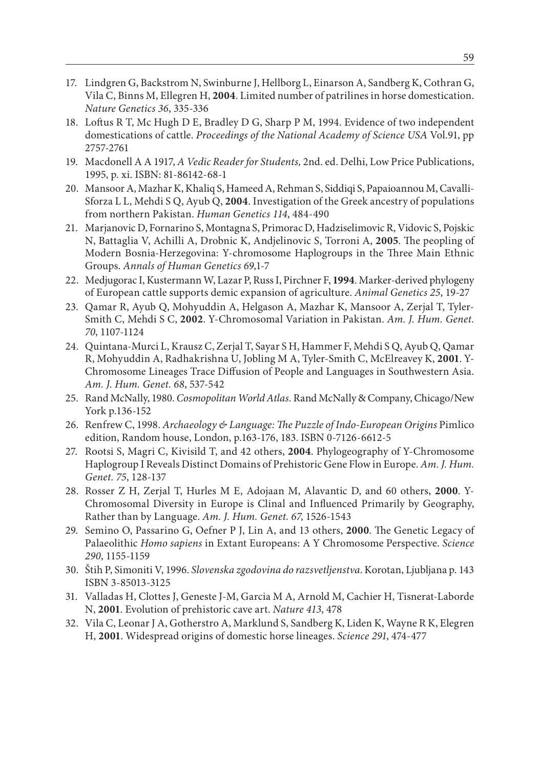17. Lindgren G, Backstrom N, Swinburne J, Hellborg L, Einarson A, Sandberg K, Cothran G, Vila C, Binns M, Ellegren H, **2004**. Limited number of patrilines in horse domestication. *Nature Genetics 36*, 335-336
18. Loftus R T, Mc Hugh D E, Bradley D G, Sharp P M, 1994. Evidence of two independent domestications of cattle. *Proceedings of the National Academy of Science USA* Vol.91, pp 2757-2761
19. Macdonell A A 1917, *A Vedic Reader for Students,* 2nd. ed. Delhi, Low Price Publications, 1995, p. xi. ISBN: 81-86142-68-1
20. Mansoor A, Mazhar K, Khaliq S, Hameed A, Rehman S, Siddiqi S, Papaioannou M, Cavalli-Sforza L L, Mehdi S Q, Ayub Q, **2004**. Investigation of the Greek ancestry of populations from northern Pakistan. *Human Genetics 114*, 484-490
21. Marjanovic D, Fornarino S, Montagna S, Primorac D, Hadziselimovic R, Vidovic S, Pojskic N, Battaglia V, Achilli A, Drobnic K, Andjelinovic S, Torroni A, **2005**. The peopling of Modern Bosnia-Herzegovina: Y-chromosome Haplogroups in the Three Main Ethnic Groups. *Annals of Human Genetics 69*,1-7
22. Medjugorac I, Kustermann W, Lazar P, Russ I, Pirchner F, **1994**. Marker-derived phylogeny of European cattle supports demic expansion of agriculture. *Animal Genetics 25*, 19-27
23. Qamar R, Ayub Q, Mohyuddin A, Helgason A, Mazhar K, Mansoor A, Zerjal T, Tyler-Smith C, Mehdi S C, **2002**. Y-Chromosomal Variation in Pakistan. *Am. J. Hum. Genet. 70*, 1107-1124
24. Quintana-Murci L, Krausz C, Zerjal T, Sayar S H, Hammer F, Mehdi S Q, Ayub Q, Qamar R, Mohyuddin A, Radhakrishna U, Jobling M A, Tyler-Smith C, McElreavey K, **2001**. Y-Chromosome Lineages Trace Diffusion of People and Languages in Southwestern Asia. *Am. J. Hum. Genet. 68*, 537-542
25. Rand McNally, 1980. *Cosmopolitan World Atlas.* Rand McNally & Company, Chicago/New York p.136-152
26. Renfrew C, 1998. *Archaeology & Language: The Puzzle of Indo-European Origins* Pimlico edition, Random house, London, p.163-176, 183. ISBN 0-7126-6612-5
27. Rootsi S, Magri C, Kivisild T, and 42 others, **2004**. Phylogeography of Y-Chromosome Haplogroup I Reveals Distinct Domains of Prehistoric Gene Flow in Europe. *Am. J. Hum. Genet. 75*, 128-137
28. Rosser Z H, Zerjal T, Hurles M E, Adojaan M, Alavantic D, and 60 others, **2000**. Y-Chromosomal Diversity in Europe is Clinal and Influenced Primarily by Geography, Rather than by Language. *Am. J. Hum. Genet. 67*, 1526-1543
29. Semino O, Passarino G, Oefner P J, Lin A, and 13 others, **2000**. The Genetic Legacy of Palaeolithic *Homo sapiens* in Extant Europeans: A Y Chromosome Perspective. *Science 290*, 1155-1159
30. Štih P, Simoniti V, 1996. *Slovenska zgodovina do razsvetljenstva*. Korotan, Ljubljana p. 143 ISBN 3-85013-3125
31. Valladas H, Clottes J, Geneste J-M, Garcia M A, Arnold M, Cachier H, Tisnerat-Laborde N, **2001**. Evolution of prehistoric cave art. *Nature 413*, 478
32. Vila C, Leonar J A, Gotherstro A, Marklund S, Sandberg K, Liden K, Wayne R K, Elegren H, **2001**. Widespread origins of domestic horse lineages. *Science 291*, 474-477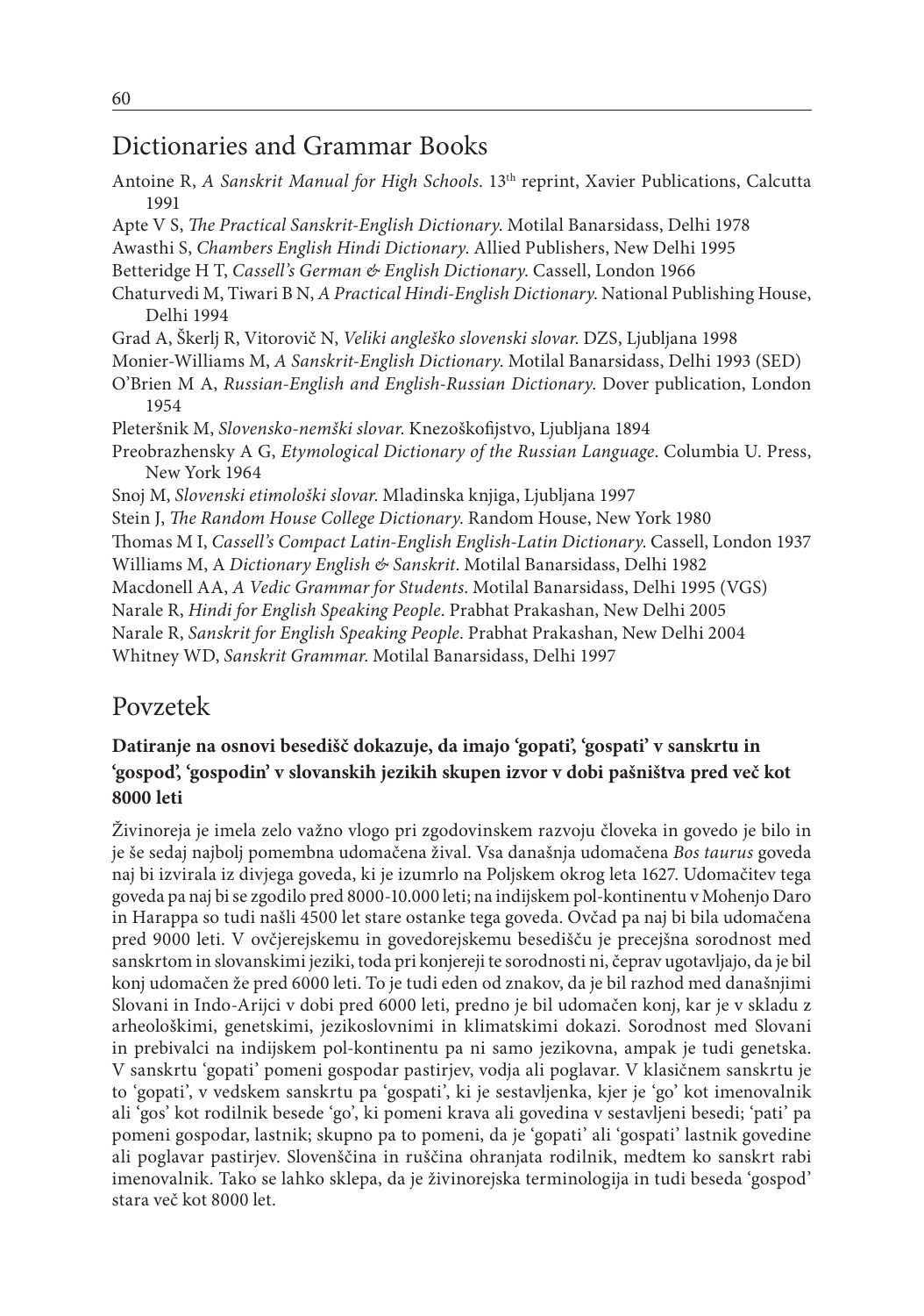## Dictionaries and Grammar Books

Antoine R, *A Sanskrit Manual for High Schools*. 13th reprint, Xavier Publications, Calcutta 1991

Apte V S, *The Practical Sanskrit-English Dictionary*. Motilal Banarsidass, Delhi 1978

Awasthi S, *Chambers English Hindi Dictionary*. Allied Publishers, New Delhi 1995

Betteridge H T, *Cassell's German & English Dictionary*. Cassell, London 1966

Chaturvedi M, Tiwari B N, *A Practical Hindi-English Dictionary*. National Publishing House, Delhi 1994

Grad A, Škerlj R, Vitorovič N, *Veliki angleško slovenski slovar*. DZS, Ljubljana 1998

Monier-Williams M, *A Sanskrit-English Dictionary*. Motilal Banarsidass, Delhi 1993 (SED)

O'Brien M A, *Russian-English and English-Russian Dictionary*. Dover publication, London 1954

Pleteršnik M, *Slovensko-nemški slovar*. Knezoškofijstvo, Ljubljana 1894

Preobrazhensky A G, *Etymological Dictionary of the Russian Language*. Columbia U. Press, New York 1964

Snoj M, *Slovenski etimološki slovar*. Mladinska knjiga, Ljubljana 1997

Stein J, *The Random House College Dictionary*. Random House, New York 1980

Thomas M I, *Cassell's Compact Latin-English English-Latin Dictionary*. Cassell, London 1937

Williams M, A *Dictionary English & Sanskrit*. Motilal Banarsidass, Delhi 1982

Macdonell AA, *A Vedic Grammar for Students*. Motilal Banarsidass, Delhi 1995 (VGS)

Narale R, *Hindi for English Speaking People*. Prabhat Prakashan, New Delhi 2005

Narale R, *Sanskrit for English Speaking People*. Prabhat Prakashan, New Delhi 2004

Whitney WD, *Sanskrit Grammar*. Motilal Banarsidass, Delhi 1997

## Povzetek

### Datiranje na osnovi besedišč dokazuje, da imajo 'gopati', 'gospati' v sanskrtu in 'gospod', 'gospodin' v slovanskih jezikih skupen izvor v dobi pašništva pred več kot 8000 leti

Živinoreja je imela zelo važno vlogo pri zgodovinskem razvoju človeka in govedo je bilo in je še sedaj najbolj pomembna udomačena žival. Vsa današnja udomačena *Bos taurus* goveda naj bi izvirala iz divjega goveda, ki je izumrlo na Poljskem okrog leta 1627. Udomačitev tega goveda pa naj bi se zgodilo pred 8000-10.000 leti; na indijskem pol-kontinentu v Mohenjo Daro in Harappa so tudi našli 4500 let stare ostanke tega goveda. Ovčad pa naj bi bila udomačena pred 9000 leti. V ovčjerejskemu in govedorejskemu besedišču je precejšna sorodnost med sanskrtom in slovanskimi jeziki, toda pri konjereji te sorodnosti ni, čeprav ugotavljajo, da je bil konj udomačen že pred 6000 leti. To je tudi eden od znakov, da je bil razhod med današnjimi Slovani in Indo-Arijci v dobi pred 6000 leti, predno je bil udomačen konj, kar je v skladu z arheološkimi, genetskimi, jezikoslovnimi in klimatskimi dokazi. Sorodnost med Slovani in prebivalci na indijskem pol-kontinentu pa ni samo jezikovna, ampak je tudi genetska. V sanskrtu 'gopati' pomeni gospodar pastirjev, vodja ali poglavar. V klasičnem sanskrtu je to 'gopati', v vedskem sanskrtu pa 'gospati', ki je sestavljenka, kjer je 'go' kot imenovalnik ali 'gos' kot rodilnik besede 'go', ki pomeni krava ali govedina v sestavljeni besedi; 'pati' pa pomeni gospodar, lastnik; skupno pa to pomeni, da je 'gopati' ali 'gospati' lastnik govedine ali poglavar pastirjev. Slovenščina in ruščina ohranjata rodilnik, medtem ko sanskrt rabi imenovalnik. Tako se lahko sklepa, da je živinorejska terminologija in tudi beseda 'gospod' stara več kot 8000 let.